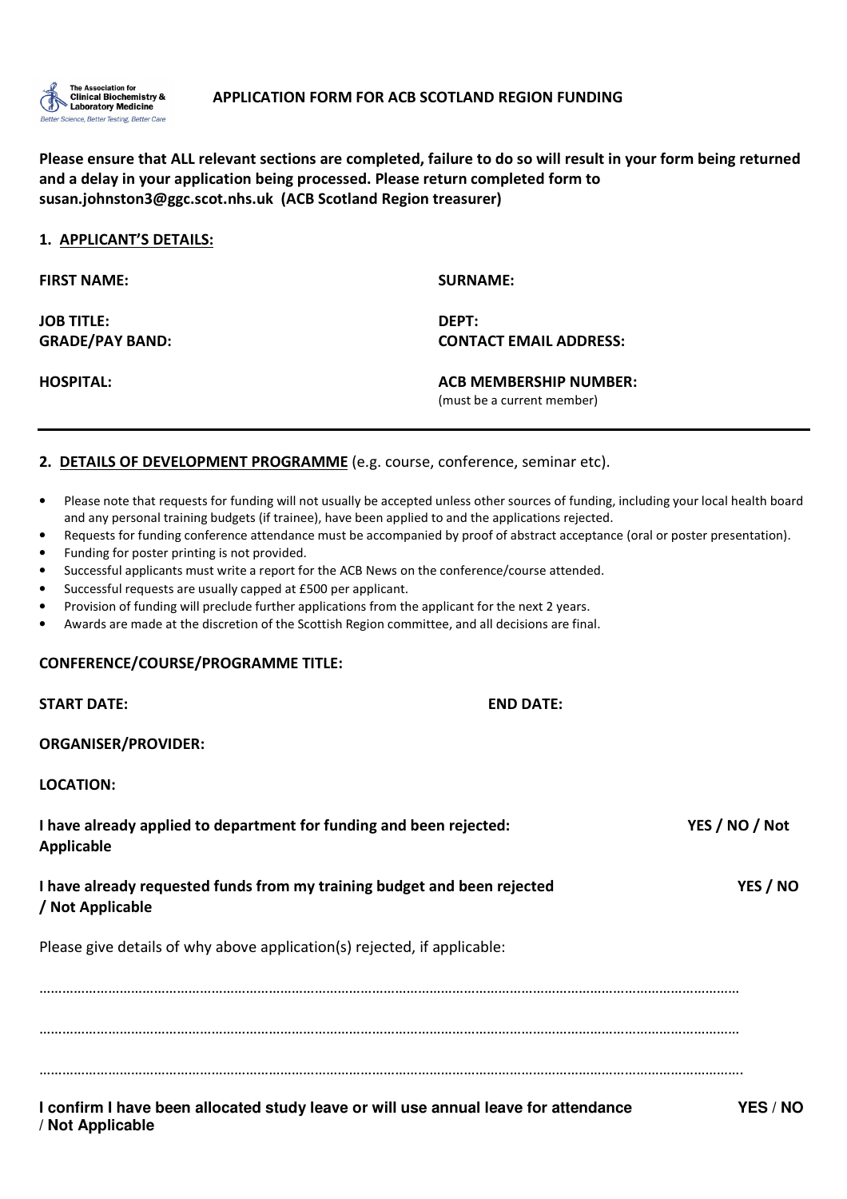The Association for Clinical Biochemistry & Laboratory Medicine
*Better Science, Better Testing, Better Care*

# APPLICATION FORM FOR ACB SCOTLAND REGION FUNDING

**Please ensure that ALL relevant sections are completed, failure to do so will result in your form being returned and a delay in your application being processed. Please return completed form to susan.johnston3@ggc.scot.nhs.uk (ACB Scotland Region treasurer)**

## 1. APPLICANT'S DETAILS:

**FIRST NAME:**

**SURNAME:**

**JOB TITLE:**

**DEPT:**

**GRADE/PAY BAND:**

**CONTACT EMAIL ADDRESS:**

**HOSPITAL:**

**ACB MEMBERSHIP NUMBER:**
(must be a current member)

---

## 2. DETAILS OF DEVELOPMENT PROGRAMME (e.g. course, conference, seminar etc).

- Please note that requests for funding will not usually be accepted unless other sources of funding, including your local health board and any personal training budgets (if trainee), have been applied to and the applications rejected.
- Requests for funding conference attendance must be accompanied by proof of abstract acceptance (oral or poster presentation).
- Funding for poster printing is not provided.
- Successful applicants must write a report for the ACB News on the conference/course attended.
- Successful requests are usually capped at £500 per applicant.
- Provision of funding will preclude further applications from the applicant for the next 2 years.
- Awards are made at the discretion of the Scottish Region committee, and all decisions are final.

**CONFERENCE/COURSE/PROGRAMME TITLE:**

**START DATE:**

**END DATE:**

**ORGANISER/PROVIDER:**

**LOCATION:**

**I have already applied to department for funding and been rejected: YES / NO / Not Applicable**

**I have already requested funds from my training budget and been rejected YES / NO / Not Applicable**

Please give details of why above application(s) rejected, if applicable:

……………………………………………………………………………………………………………………………………………………

……………………………………………………………………………………………………………………………………………………

……………………………………………………………………………………………………………………………………………………

**I confirm I have been allocated study leave or will use annual leave for attendance YES / NO / Not Applicable**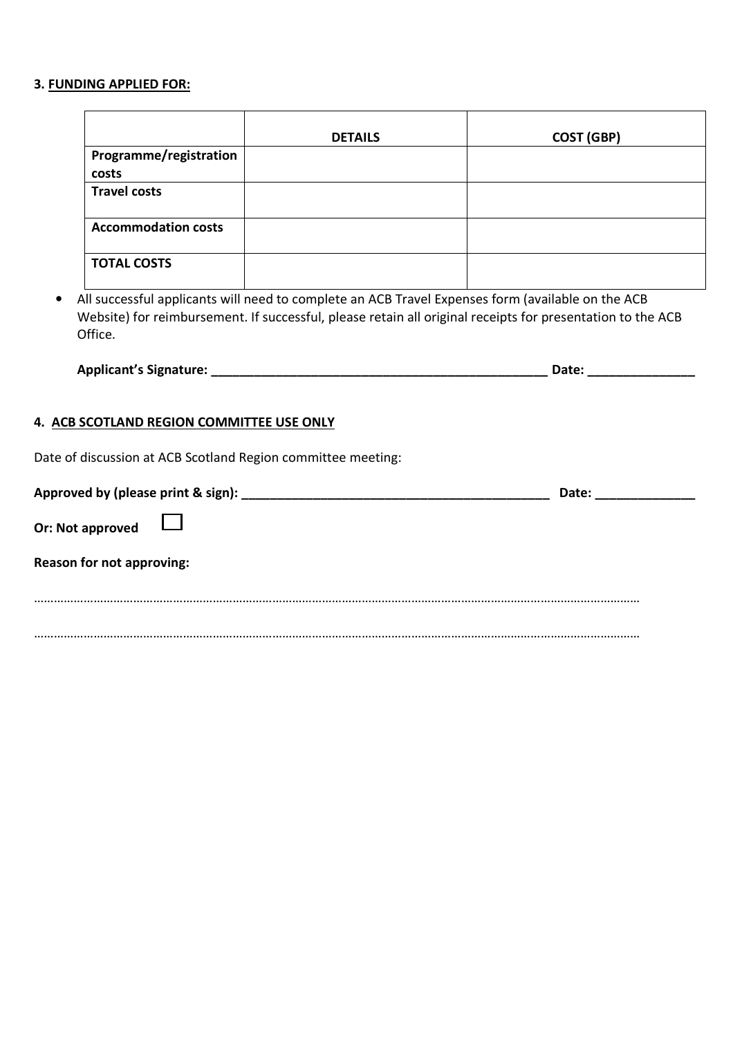**3. FUNDING APPLIED FOR:**

| | DETAILS | COST (GBP) |
|---|---|---|
| **Programme/registration costs** | | |
| **Travel costs** | | |
| **Accommodation costs** | | |
| **TOTAL COSTS** | | |

- All successful applicants will need to complete an ACB Travel Expenses form (available on the ACB Website) for reimbursement. If successful, please retain all original receipts for presentation to the ACB Office.

**Applicant's Signature: ________________________________________________ Date: _______________**

**4. ACB SCOTLAND REGION COMMITTEE USE ONLY**

Date of discussion at ACB Scotland Region committee meeting:

**Approved by (please print & sign): ____________________________________________ Date: ______________**

**Or: Not approved** ☐

**Reason for not approving:**

…………………………………………………………………………………………………………………………………………………………

…………………………………………………………………………………………………………………………………………………………